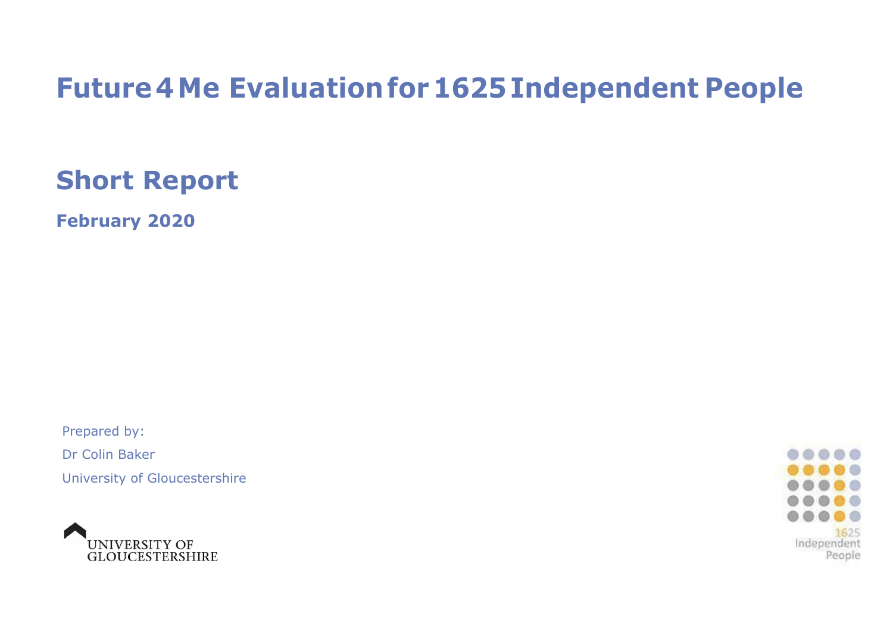# Future 4 Me Evaluation for 1625 Independent People

## Short Report

**February 2020**

Prepared by:

Dr Colin Baker

University of Gloucestershire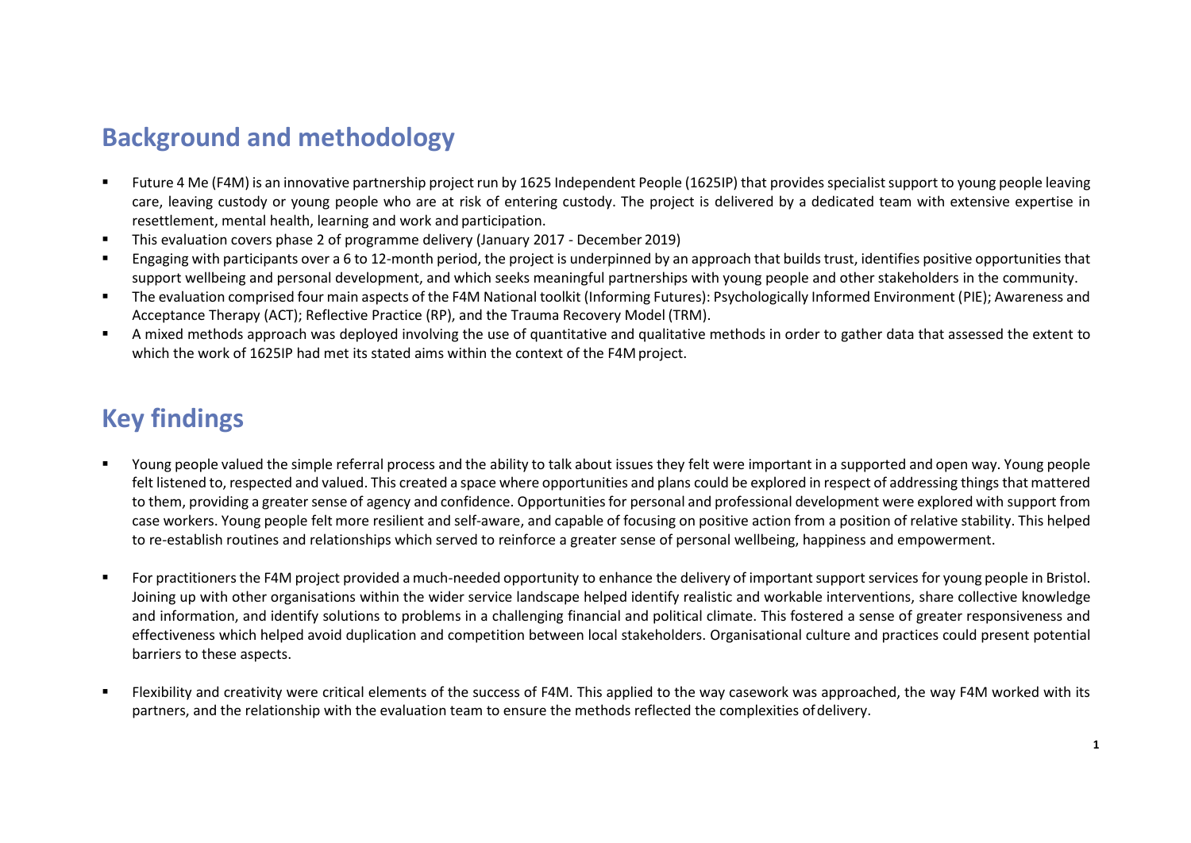## Background and methodology

- Future 4 Me (F4M) is an innovative partnership project run by 1625 Independent People (1625IP) that provides specialist support to young people leaving care, leaving custody or young people who are at risk of entering custody. The project is delivered by a dedicated team with extensive expertise in resettlement, mental health, learning and work and participation.
- This evaluation covers phase 2 of programme delivery (January 2017 - December 2019)
- Engaging with participants over a 6 to 12-month period, the project is underpinned by an approach that builds trust, identifies positive opportunities that support wellbeing and personal development, and which seeks meaningful partnerships with young people and other stakeholders in the community.
- The evaluation comprised four main aspects of the F4M National toolkit (Informing Futures): Psychologically Informed Environment (PIE); Awareness and Acceptance Therapy (ACT); Reflective Practice (RP), and the Trauma Recovery Model (TRM).
- A mixed methods approach was deployed involving the use of quantitative and qualitative methods in order to gather data that assessed the extent to which the work of 1625IP had met its stated aims within the context of the F4M project.

## Key findings

- Young people valued the simple referral process and the ability to talk about issues they felt were important in a supported and open way. Young people felt listened to, respected and valued. This created a space where opportunities and plans could be explored in respect of addressing things that mattered to them, providing a greater sense of agency and confidence. Opportunities for personal and professional development were explored with support from case workers. Young people felt more resilient and self-aware, and capable of focusing on positive action from a position of relative stability. This helped to re-establish routines and relationships which served to reinforce a greater sense of personal wellbeing, happiness and empowerment.

- For practitioners the F4M project provided a much-needed opportunity to enhance the delivery of important support services for young people in Bristol. Joining up with other organisations within the wider service landscape helped identify realistic and workable interventions, share collective knowledge and information, and identify solutions to problems in a challenging financial and political climate. This fostered a sense of greater responsiveness and effectiveness which helped avoid duplication and competition between local stakeholders. Organisational culture and practices could present potential barriers to these aspects.

- Flexibility and creativity were critical elements of the success of F4M. This applied to the way casework was approached, the way F4M worked with its partners, and the relationship with the evaluation team to ensure the methods reflected the complexities of delivery.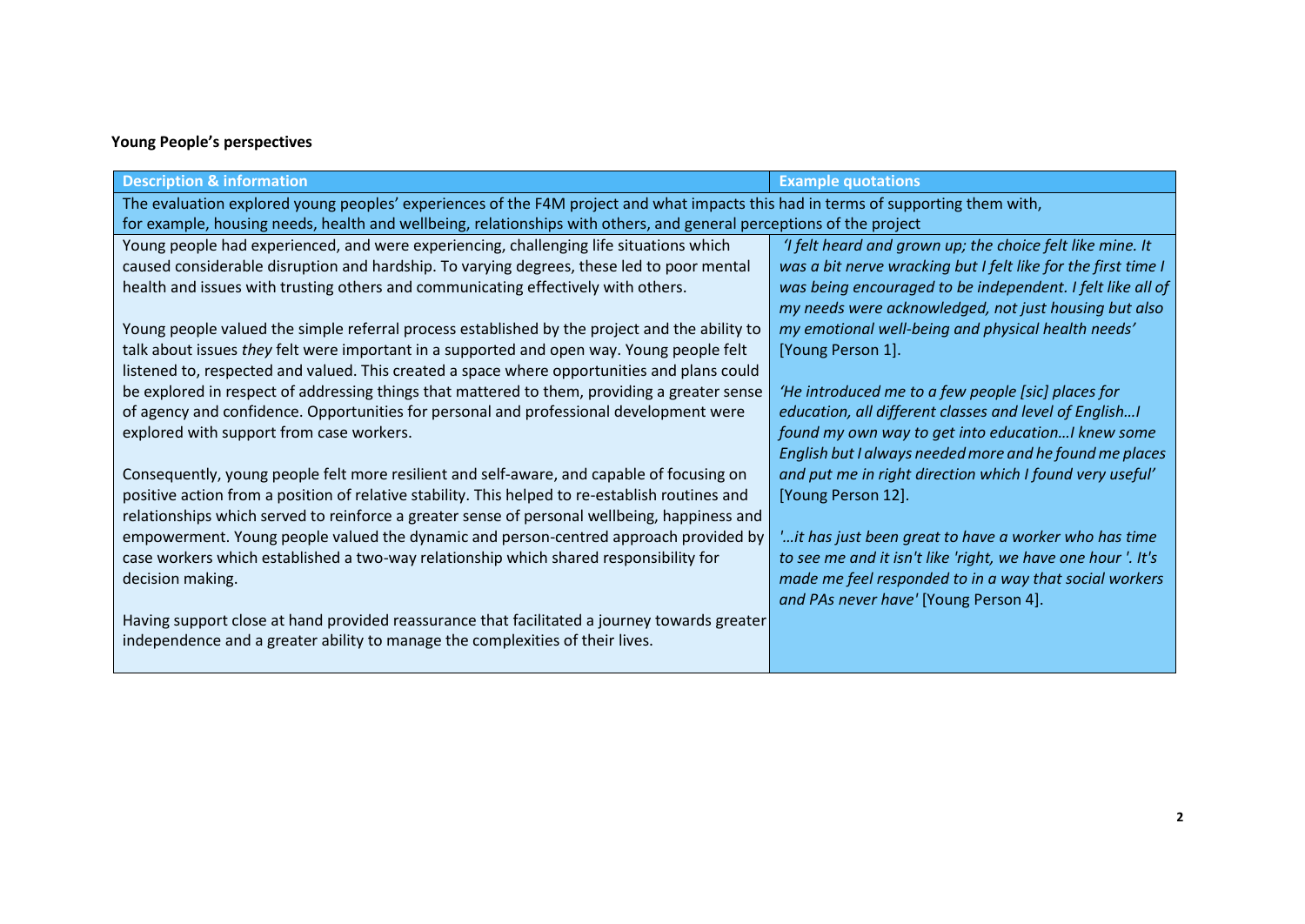**Young People's perspectives**

| Description & information | Example quotations |
| --- | --- |
| The evaluation explored young peoples' experiences of the F4M project and what impacts this had in terms of supporting them with, for example, housing needs, health and wellbeing, relationships with others, and general perceptions of the project | |
| Young people had experienced, and were experiencing, challenging life situations which caused considerable disruption and hardship. To varying degrees, these led to poor mental health and issues with trusting others and communicating effectively with others.<br><br>Young people valued the simple referral process established by the project and the ability to talk about issues *they* felt were important in a supported and open way. Young people felt listened to, respected and valued. This created a space where opportunities and plans could be explored in respect of addressing things that mattered to them, providing a greater sense of agency and confidence. Opportunities for personal and professional development were explored with support from case workers.<br><br>Consequently, young people felt more resilient and self-aware, and capable of focusing on positive action from a position of relative stability. This helped to re-establish routines and relationships which served to reinforce a greater sense of personal wellbeing, happiness and empowerment. Young people valued the dynamic and person-centred approach provided by case workers which established a two-way relationship which shared responsibility for decision making.<br><br>Having support close at hand provided reassurance that facilitated a journey towards greater independence and a greater ability to manage the complexities of their lives. | *'I felt heard and grown up; the choice felt like mine. It was a bit nerve wracking but I felt like for the first time I was being encouraged to be independent. I felt like all of my needs were acknowledged, not just housing but also my emotional well-being and physical health needs'* [Young Person 1].<br><br>*'He introduced me to a few people [sic] places for education, all different classes and level of English…I found my own way to get into education…I knew some English but I always needed more and he found me places and put me in right direction which I found very useful'* [Young Person 12].<br><br>*'…it has just been great to have a worker who has time to see me and it isn't like 'right, we have one hour '. It's made me feel responded to in a way that social workers and PAs never have'* [Young Person 4]. |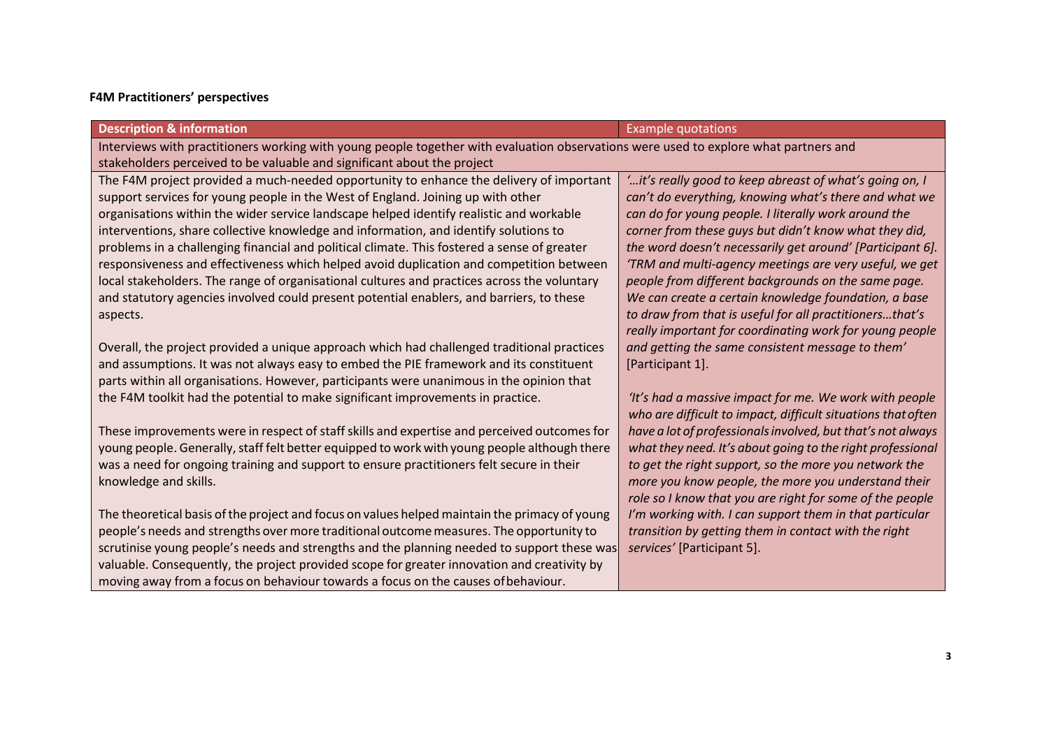**F4M Practitioners' perspectives**

| Description & information | Example quotations |
|---|---|
| Interviews with practitioners working with young people together with evaluation observations were used to explore what partners and stakeholders perceived to be valuable and significant about the project | |
| The F4M project provided a much-needed opportunity to enhance the delivery of important support services for young people in the West of England. Joining up with other organisations within the wider service landscape helped identify realistic and workable interventions, share collective knowledge and information, and identify solutions to problems in a challenging financial and political climate. This fostered a sense of greater responsiveness and effectiveness which helped avoid duplication and competition between local stakeholders. The range of organisational cultures and practices across the voluntary and statutory agencies involved could present potential enablers, and barriers, to these aspects.<br><br>Overall, the project provided a unique approach which had challenged traditional practices and assumptions. It was not always easy to embed the PIE framework and its constituent parts within all organisations. However, participants were unanimous in the opinion that the F4M toolkit had the potential to make significant improvements in practice.<br><br>These improvements were in respect of staff skills and expertise and perceived outcomes for young people. Generally, staff felt better equipped to work with young people although there was a need for ongoing training and support to ensure practitioners felt secure in their knowledge and skills.<br><br>The theoretical basis of the project and focus on values helped maintain the primacy of young people's needs and strengths over more traditional outcome measures. The opportunity to scrutinise young people's needs and strengths and the planning needed to support these was valuable. Consequently, the project provided scope for greater innovation and creativity by moving away from a focus on behaviour towards a focus on the causes of behaviour. | *'…it's really good to keep abreast of what's going on, I can't do everything, knowing what's there and what we can do for young people. I literally work around the corner from these guys but didn't know what they did, the word doesn't necessarily get around' [Participant 6]. 'TRM and multi-agency meetings are very useful, we get people from different backgrounds on the same page. We can create a certain knowledge foundation, a base to draw from that is useful for all practitioners…that's really important for coordinating work for young people and getting the same consistent message to them'* [Participant 1].<br><br>*'It's had a massive impact for me. We work with people who are difficult to impact, difficult situations that often have a lot of professionals involved, but that's not always what they need. It's about going to the right professional to get the right support, so the more you network the more you know people, the more you understand their role so I know that you are right for some of the people I'm working with. I can support them in that particular transition by getting them in contact with the right services'* [Participant 5]. |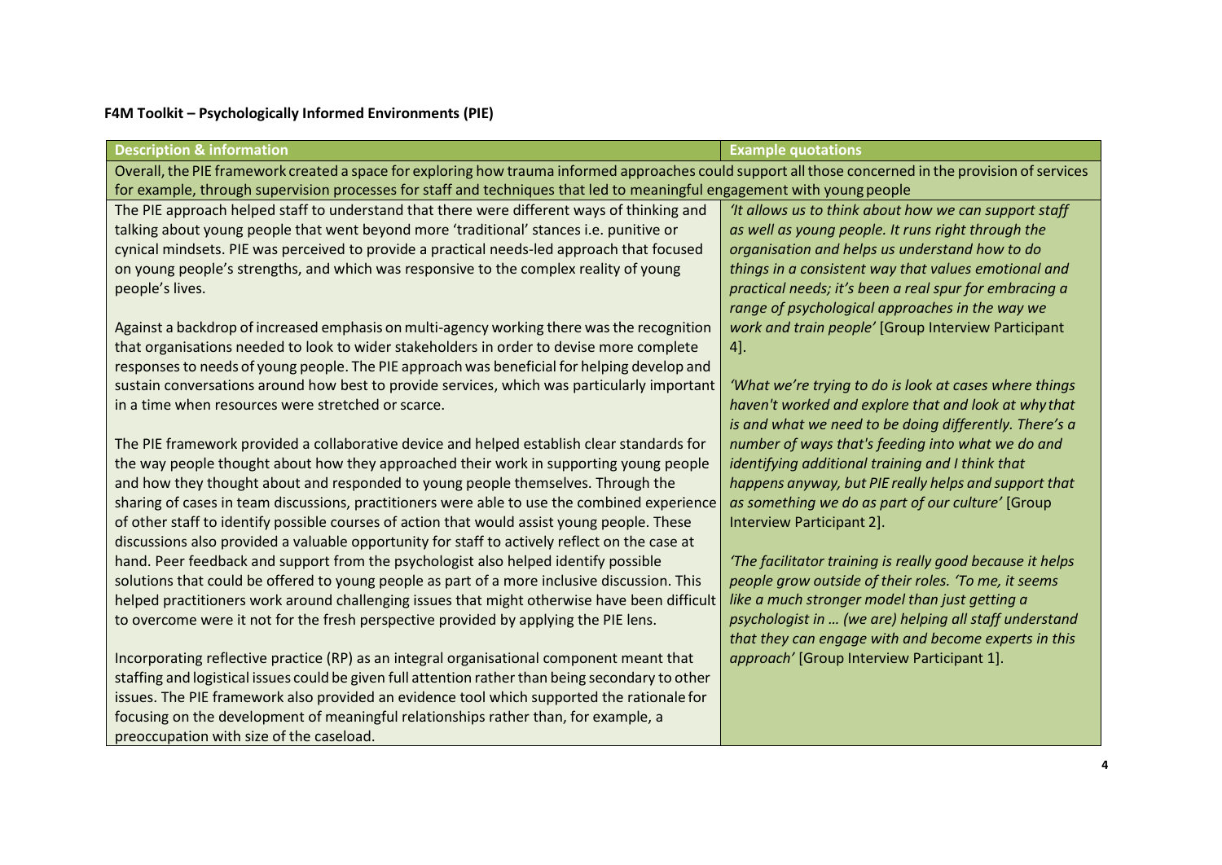**F4M Toolkit – Psychologically Informed Environments (PIE)**

| Description & information | Example quotations |
|---|---|
| Overall, the PIE framework created a space for exploring how trauma informed approaches could support all those concerned in the provision of services for example, through supervision processes for staff and techniques that led to meaningful engagement with young people | |
| The PIE approach helped staff to understand that there were different ways of thinking and talking about young people that went beyond more 'traditional' stances i.e. punitive or cynical mindsets. PIE was perceived to provide a practical needs-led approach that focused on young people's strengths, and which was responsive to the complex reality of young people's lives.<br><br>Against a backdrop of increased emphasis on multi-agency working there was the recognition that organisations needed to look to wider stakeholders in order to devise more complete responses to needs of young people. The PIE approach was beneficial for helping develop and sustain conversations around how best to provide services, which was particularly important in a time when resources were stretched or scarce.<br><br>The PIE framework provided a collaborative device and helped establish clear standards for the way people thought about how they approached their work in supporting young people and how they thought about and responded to young people themselves. Through the sharing of cases in team discussions, practitioners were able to use the combined experience of other staff to identify possible courses of action that would assist young people. These discussions also provided a valuable opportunity for staff to actively reflect on the case at hand. Peer feedback and support from the psychologist also helped identify possible solutions that could be offered to young people as part of a more inclusive discussion. This helped practitioners work around challenging issues that might otherwise have been difficult to overcome were it not for the fresh perspective provided by applying the PIE lens.<br><br>Incorporating reflective practice (RP) as an integral organisational component meant that staffing and logistical issues could be given full attention rather than being secondary to other issues. The PIE framework also provided an evidence tool which supported the rationale for focusing on the development of meaningful relationships rather than, for example, a preoccupation with size of the caseload. | *'It allows us to think about how we can support staff as well as young people. It runs right through the organisation and helps us understand how to do things in a consistent way that values emotional and practical needs; it's been a real spur for embracing a range of psychological approaches in the way we work and train people'* [Group Interview Participant 4].<br><br>*'What we're trying to do is look at cases where things haven't worked and explore that and look at why that is and what we need to be doing differently. There's a number of ways that's feeding into what we do and identifying additional training and I think that happens anyway, but PIE really helps and support that as something we do as part of our culture'* [Group Interview Participant 2].<br><br>*'The facilitator training is really good because it helps people grow outside of their roles. 'To me, it seems like a much stronger model than just getting a psychologist in … (we are) helping all staff understand that they can engage with and become experts in this approach'* [Group Interview Participant 1]. |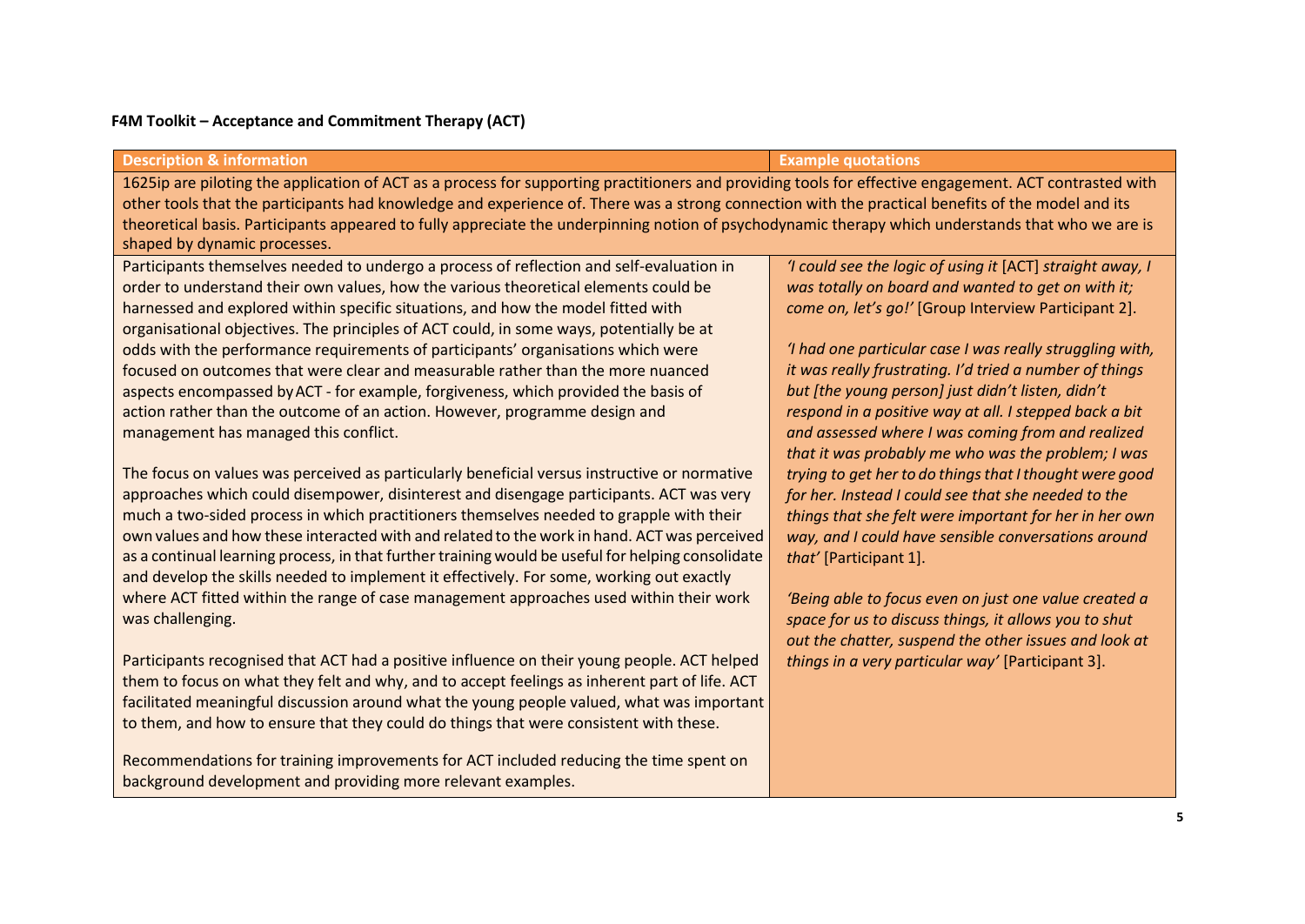**F4M Toolkit – Acceptance and Commitment Therapy (ACT)**

| Description & information | Example quotations |
| --- | --- |
| 1625ip are piloting the application of ACT as a process for supporting practitioners and providing tools for effective engagement. ACT contrasted with other tools that the participants had knowledge and experience of. There was a strong connection with the practical benefits of the model and its theoretical basis. Participants appeared to fully appreciate the underpinning notion of psychodynamic therapy which understands that who we are is shaped by dynamic processes. | |
| Participants themselves needed to undergo a process of reflection and self-evaluation in order to understand their own values, how the various theoretical elements could be harnessed and explored within specific situations, and how the model fitted with organisational objectives. The principles of ACT could, in some ways, potentially be at odds with the performance requirements of participants' organisations which were focused on outcomes that were clear and measurable rather than the more nuanced aspects encompassed by ACT - for example, forgiveness, which provided the basis of action rather than the outcome of an action. However, programme design and management has managed this conflict.<br><br>The focus on values was perceived as particularly beneficial versus instructive or normative approaches which could disempower, disinterest and disengage participants. ACT was very much a two-sided process in which practitioners themselves needed to grapple with their own values and how these interacted with and related to the work in hand. ACT was perceived as a continual learning process, in that further training would be useful for helping consolidate and develop the skills needed to implement it effectively. For some, working out exactly where ACT fitted within the range of case management approaches used within their work was challenging.<br><br>Participants recognised that ACT had a positive influence on their young people. ACT helped them to focus on what they felt and why, and to accept feelings as inherent part of life. ACT facilitated meaningful discussion around what the young people valued, what was important to them, and how to ensure that they could do things that were consistent with these.<br><br>Recommendations for training improvements for ACT included reducing the time spent on background development and providing more relevant examples. | *'I could see the logic of using it* [ACT] *straight away, I was totally on board and wanted to get on with it; come on, let's go!'* [Group Interview Participant 2].<br><br>*'I had one particular case I was really struggling with, it was really frustrating. I'd tried a number of things but [the young person] just didn't listen, didn't respond in a positive way at all. I stepped back a bit and assessed where I was coming from and realized that it was probably me who was the problem; I was trying to get her to do things that I thought were good for her. Instead I could see that she needed to the things that she felt were important for her in her own way, and I could have sensible conversations around that'* [Participant 1].<br><br>*'Being able to focus even on just one value created a space for us to discuss things, it allows you to shut out the chatter, suspend the other issues and look at things in a very particular way'* [Participant 3]. |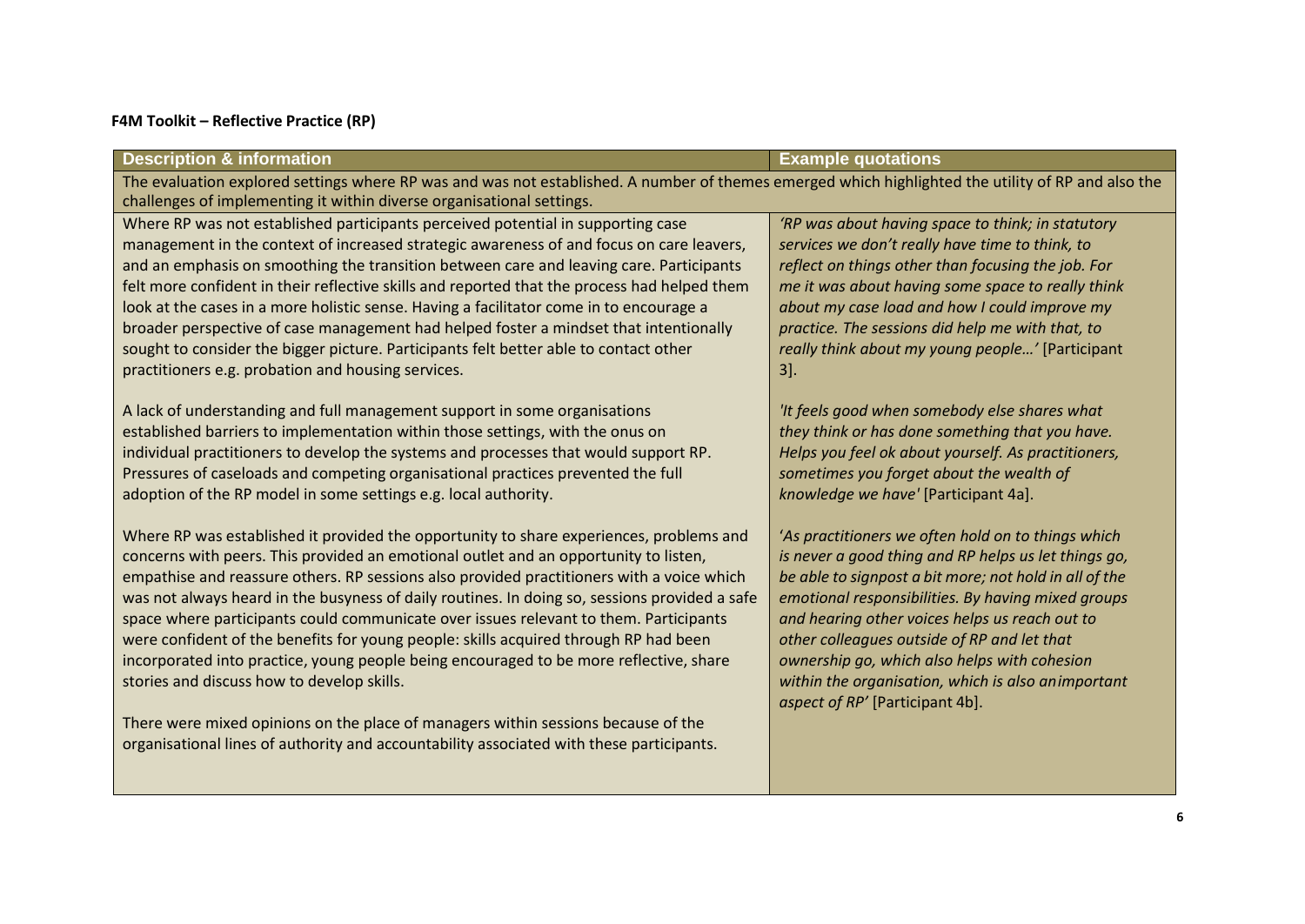**F4M Toolkit – Reflective Practice (RP)**

| Description & information | Example quotations |
| --- | --- |
| The evaluation explored settings where RP was and was not established. A number of themes emerged which highlighted the utility of RP and also the challenges of implementing it within diverse organisational settings. | |
| Where RP was not established participants perceived potential in supporting case management in the context of increased strategic awareness of and focus on care leavers, and an emphasis on smoothing the transition between care and leaving care. Participants felt more confident in their reflective skills and reported that the process had helped them look at the cases in a more holistic sense. Having a facilitator come in to encourage a broader perspective of case management had helped foster a mindset that intentionally sought to consider the bigger picture. Participants felt better able to contact other practitioners e.g. probation and housing services. | *'RP was about having space to think; in statutory services we don't really have time to think, to reflect on things other than focusing the job. For me it was about having some space to really think about my case load and how I could improve my practice. The sessions did help me with that, to really think about my young people…'* [Participant 3]. |
| A lack of understanding and full management support in some organisations established barriers to implementation within those settings, with the onus on individual practitioners to develop the systems and processes that would support RP. Pressures of caseloads and competing organisational practices prevented the full adoption of the RP model in some settings e.g. local authority. | *'It feels good when somebody else shares what they think or has done something that you have. Helps you feel ok about yourself. As practitioners, sometimes you forget about the wealth of knowledge we have'* [Participant 4a]. |
| Where RP was established it provided the opportunity to share experiences, problems and concerns with peers. This provided an emotional outlet and an opportunity to listen, empathise and reassure others. RP sessions also provided practitioners with a voice which was not always heard in the busyness of daily routines. In doing so, sessions provided a safe space where participants could communicate over issues relevant to them. Participants were confident of the benefits for young people: skills acquired through RP had been incorporated into practice, young people being encouraged to be more reflective, share stories and discuss how to develop skills.<br><br>There were mixed opinions on the place of managers within sessions because of the organisational lines of authority and accountability associated with these participants. | *'As practitioners we often hold on to things which is never a good thing and RP helps us let things go, be able to signpost a bit more; not hold in all of the emotional responsibilities. By having mixed groups and hearing other voices helps us reach out to other colleagues outside of RP and let that ownership go, which also helps with cohesion within the organisation, which is also animportant aspect of RP'* [Participant 4b]. |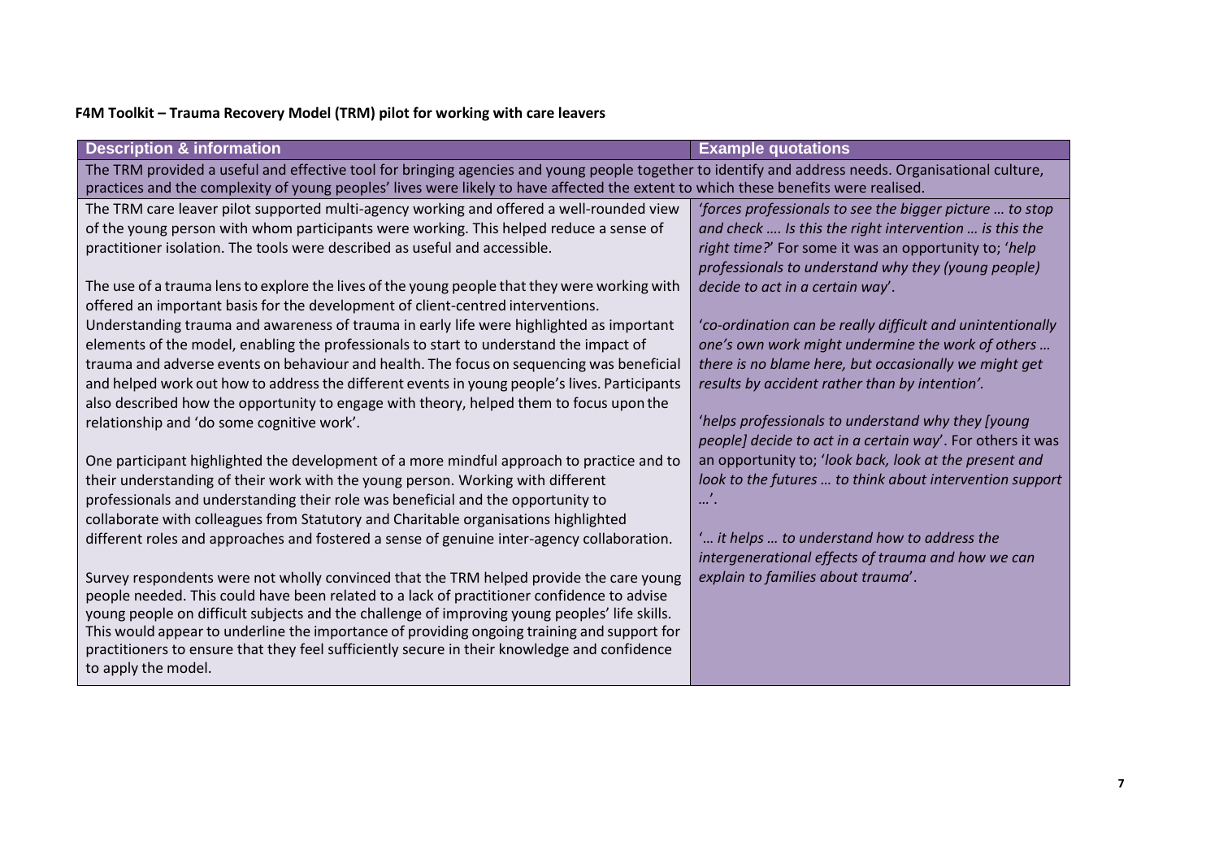**F4M Toolkit – Trauma Recovery Model (TRM) pilot for working with care leavers**

| Description & information | Example quotations |
| --- | --- |
| The TRM provided a useful and effective tool for bringing agencies and young people together to identify and address needs. Organisational culture, practices and the complexity of young peoples' lives were likely to have affected the extent to which these benefits were realised. | |
| The TRM care leaver pilot supported multi-agency working and offered a well-rounded view of the young person with whom participants were working. This helped reduce a sense of practitioner isolation. The tools were described as useful and accessible.<br><br>The use of a trauma lens to explore the lives of the young people that they were working with offered an important basis for the development of client-centred interventions. Understanding trauma and awareness of trauma in early life were highlighted as important elements of the model, enabling the professionals to start to understand the impact of trauma and adverse events on behaviour and health. The focus on sequencing was beneficial and helped work out how to address the different events in young people's lives. Participants also described how the opportunity to engage with theory, helped them to focus upon the relationship and 'do some cognitive work'.<br><br>One participant highlighted the development of a more mindful approach to practice and to their understanding of their work with the young person. Working with different professionals and understanding their role was beneficial and the opportunity to collaborate with colleagues from Statutory and Charitable organisations highlighted different roles and approaches and fostered a sense of genuine inter-agency collaboration.<br><br>Survey respondents were not wholly convinced that the TRM helped provide the care young people needed. This could have been related to a lack of practitioner confidence to advise young people on difficult subjects and the challenge of improving young peoples' life skills. This would appear to underline the importance of providing ongoing training and support for practitioners to ensure that they feel sufficiently secure in their knowledge and confidence to apply the model. | '*forces professionals to see the bigger picture … to stop and check …. Is this the right intervention … is this the right time?*' For some it was an opportunity to; '*help professionals to understand why they (young people) decide to act in a certain way*'.<br><br>'*co-ordination can be really difficult and unintentionally one's own work might undermine the work of others … there is no blame here, but occasionally we might get results by accident rather than by intention'.*<br><br>'*helps professionals to understand why they [young people] decide to act in a certain way*'. For others it was an opportunity to; '*look back, look at the present and look to the futures … to think about intervention support …*'.<br><br>'*… it helps … to understand how to address the intergenerational effects of trauma and how we can explain to families about trauma*'. |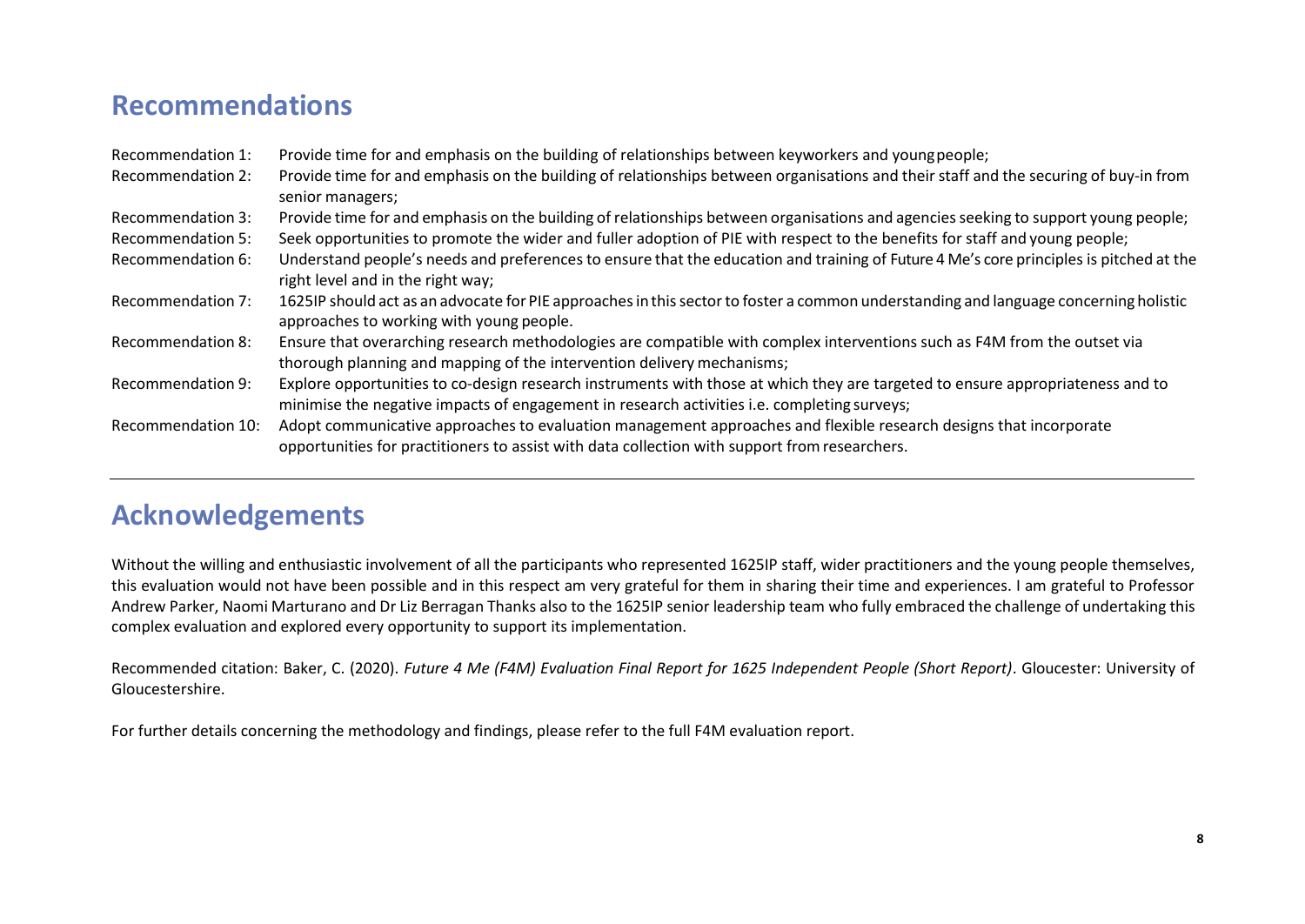## Recommendations

| | |
|---|---|
| Recommendation 1: | Provide time for and emphasis on the building of relationships between keyworkers and young people; |
| Recommendation 2: | Provide time for and emphasis on the building of relationships between organisations and their staff and the securing of buy-in from senior managers; |
| Recommendation 3: | Provide time for and emphasis on the building of relationships between organisations and agencies seeking to support young people; |
| Recommendation 5: | Seek opportunities to promote the wider and fuller adoption of PIE with respect to the benefits for staff and young people; |
| Recommendation 6: | Understand people's needs and preferences to ensure that the education and training of Future 4 Me's core principles is pitched at the right level and in the right way; |
| Recommendation 7: | 1625IP should act as an advocate for PIE approaches in this sector to foster a common understanding and language concerning holistic approaches to working with young people. |
| Recommendation 8: | Ensure that overarching research methodologies are compatible with complex interventions such as F4M from the outset via thorough planning and mapping of the intervention delivery mechanisms; |
| Recommendation 9: | Explore opportunities to co-design research instruments with those at which they are targeted to ensure appropriateness and to minimise the negative impacts of engagement in research activities i.e. completing surveys; |
| Recommendation 10: | Adopt communicative approaches to evaluation management approaches and flexible research designs that incorporate opportunities for practitioners to assist with data collection with support from researchers. |

---

## Acknowledgements

Without the willing and enthusiastic involvement of all the participants who represented 1625IP staff, wider practitioners and the young people themselves, this evaluation would not have been possible and in this respect am very grateful for them in sharing their time and experiences. I am grateful to Professor Andrew Parker, Naomi Marturano and Dr Liz Berragan Thanks also to the 1625IP senior leadership team who fully embraced the challenge of undertaking this complex evaluation and explored every opportunity to support its implementation.

Recommended citation: Baker, C. (2020). *Future 4 Me (F4M) Evaluation Final Report for 1625 Independent People (Short Report)*. Gloucester: University of Gloucestershire.

For further details concerning the methodology and findings, please refer to the full F4M evaluation report.